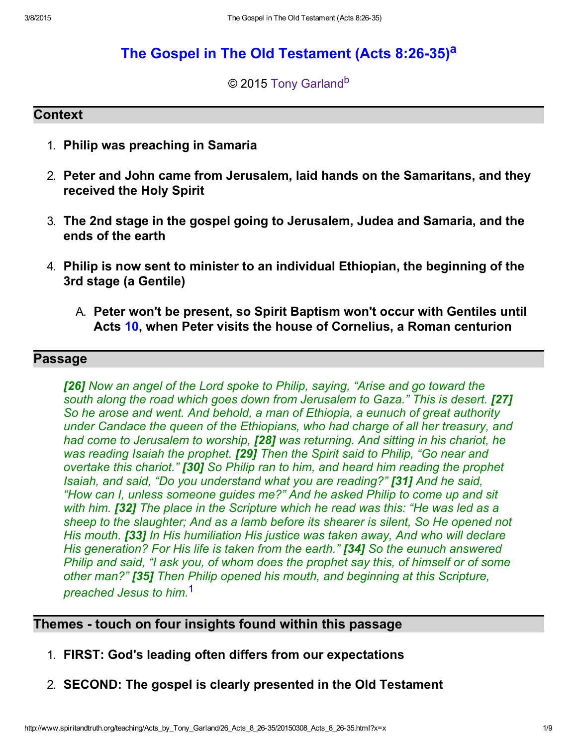# The Gospel in The Old Testament (Acts 8:26-35)[a]

© 2015 Tony Garland[b]

## Context

1. **Philip was preaching in Samaria**
2. **Peter and John came from Jerusalem, laid hands on the Samaritans, and they received the Holy Spirit**
3. **The 2nd stage in the gospel going to Jerusalem, Judea and Samaria, and the ends of the earth**
4. **Philip is now sent to minister to an individual Ethiopian, the beginning of the 3rd stage (a Gentile)**
    A. **Peter won't be present, so Spirit Baptism won't occur with Gentiles until Acts 10, when Peter visits the house of Cornelius, a Roman centurion**

## Passage

*[26] Now an angel of the Lord spoke to Philip, saying, "Arise and go toward the south along the road which goes down from Jerusalem to Gaza." This is desert. [27] So he arose and went. And behold, a man of Ethiopia, a eunuch of great authority under Candace the queen of the Ethiopians, who had charge of all her treasury, and had come to Jerusalem to worship, [28] was returning. And sitting in his chariot, he was reading Isaiah the prophet. [29] Then the Spirit said to Philip, "Go near and overtake this chariot." [30] So Philip ran to him, and heard him reading the prophet Isaiah, and said, "Do you understand what you are reading?" [31] And he said, "How can I, unless someone guides me?" And he asked Philip to come up and sit with him. [32] The place in the Scripture which he read was this: "He was led as a sheep to the slaughter; And as a lamb before its shearer is silent, So He opened not His mouth. [33] In His humiliation His justice was taken away, And who will declare His generation? For His life is taken from the earth." [34] So the eunuch answered Philip and said, "I ask you, of whom does the prophet say this, of himself or of some other man?" [35] Then Philip opened his mouth, and beginning at this Scripture, preached Jesus to him.*[1]

## Themes - touch on four insights found within this passage

1. **FIRST: God's leading often differs from our expectations**
2. **SECOND: The gospel is clearly presented in the Old Testament**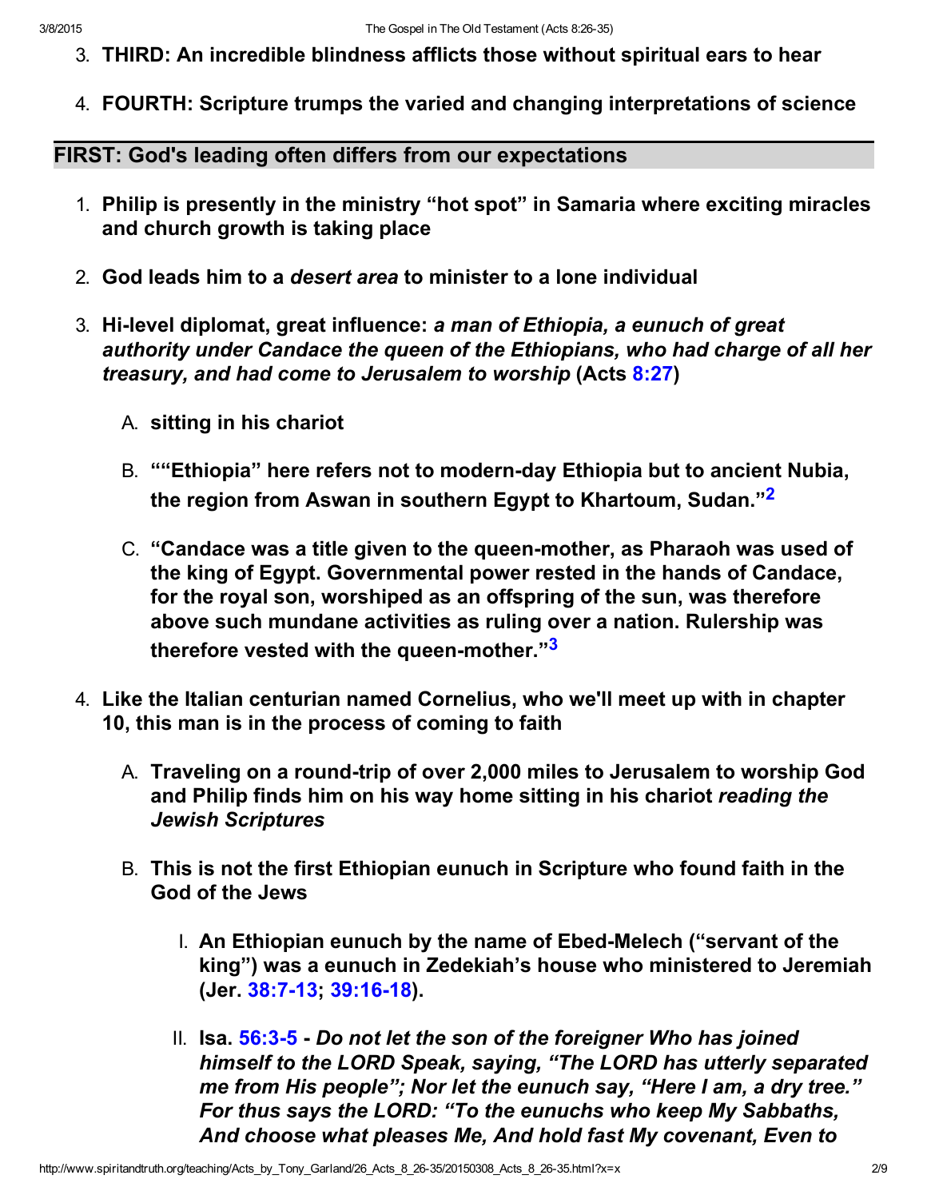3. **THIRD: An incredible blindness afflicts those without spiritual ears to hear**

4. **FOURTH: Scripture trumps the varied and changing interpretations of science**

## FIRST: God's leading often differs from our expectations

1. **Philip is presently in the ministry "hot spot" in Samaria where exciting miracles and church growth is taking place**

2. **God leads him to a *desert area* to minister to a lone individual**

3. **Hi-level diplomat, great influence: *a man of Ethiopia, a eunuch of great authority under Candace the queen of the Ethiopians, who had charge of all her treasury, and had come to Jerusalem to worship* (Acts 8:27)**

   A. **sitting in his chariot**

   B. **""Ethiopia" here refers not to modern-day Ethiopia but to ancient Nubia, the region from Aswan in southern Egypt to Khartoum, Sudan."[2]**

   C. **"Candace was a title given to the queen-mother, as Pharaoh was used of the king of Egypt. Governmental power rested in the hands of Candace, for the royal son, worshiped as an offspring of the sun, was therefore above such mundane activities as ruling over a nation. Rulership was therefore vested with the queen-mother."[3]**

4. **Like the Italian centurian named Cornelius, who we'll meet up with in chapter 10, this man is in the process of coming to faith**

   A. **Traveling on a round-trip of over 2,000 miles to Jerusalem to worship God and Philip finds him on his way home sitting in his chariot *reading the Jewish Scriptures***

   B. **This is not the first Ethiopian eunuch in Scripture who found faith in the God of the Jews**

      I. **An Ethiopian eunuch by the name of Ebed-Melech ("servant of the king") was a eunuch in Zedekiah's house who ministered to Jeremiah (Jer. 38:7-13; 39:16-18).**

      II. **Isa. 56:3-5 - *Do not let the son of the foreigner Who has joined himself to the LORD Speak, saying, "The LORD has utterly separated me from His people"; Nor let the eunuch say, "Here I am, a dry tree." For thus says the LORD: "To the eunuchs who keep My Sabbaths, And choose what pleases Me, And hold fast My covenant, Even to***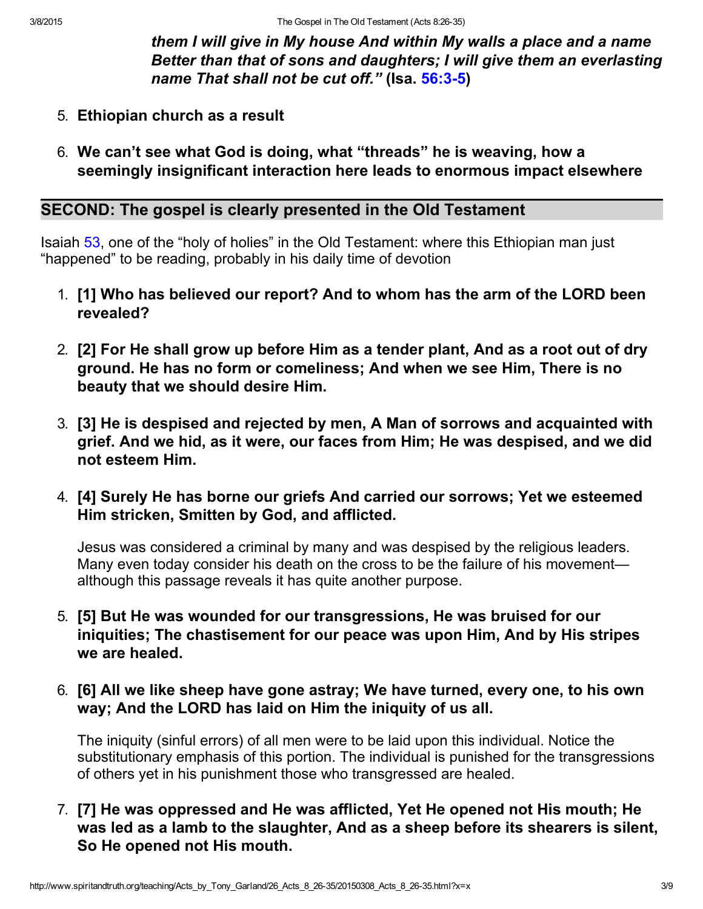***them I will give in My house And within My walls a place and a name Better than that of sons and daughters; I will give them an everlasting name That shall not be cut off."* (Isa. 56:3-5)**

5. **Ethiopian church as a result**
6. **We can't see what God is doing, what "threads" he is weaving, how a seemingly insignificant interaction here leads to enormous impact elsewhere**

## SECOND: The gospel is clearly presented in the Old Testament

Isaiah 53, one of the "holy of holies" in the Old Testament: where this Ethiopian man just "happened" to be reading, probably in his daily time of devotion

1. **[1] Who has believed our report? And to whom has the arm of the LORD been revealed?**
2. **[2] For He shall grow up before Him as a tender plant, And as a root out of dry ground. He has no form or comeliness; And when we see Him, There is no beauty that we should desire Him.**
3. **[3] He is despised and rejected by men, A Man of sorrows and acquainted with grief. And we hid, as it were, our faces from Him; He was despised, and we did not esteem Him.**
4. **[4] Surely He has borne our griefs And carried our sorrows; Yet we esteemed Him stricken, Smitten by God, and afflicted.**

   Jesus was considered a criminal by many and was despised by the religious leaders. Many even today consider his death on the cross to be the failure of his movement—although this passage reveals it has quite another purpose.

5. **[5] But He was wounded for our transgressions, He was bruised for our iniquities; The chastisement for our peace was upon Him, And by His stripes we are healed.**
6. **[6] All we like sheep have gone astray; We have turned, every one, to his own way; And the LORD has laid on Him the iniquity of us all.**

   The iniquity (sinful errors) of all men were to be laid upon this individual. Notice the substitutionary emphasis of this portion. The individual is punished for the transgressions of others yet in his punishment those who transgressed are healed.

7. **[7] He was oppressed and He was afflicted, Yet He opened not His mouth; He was led as a lamb to the slaughter, And as a sheep before its shearers is silent, So He opened not His mouth.**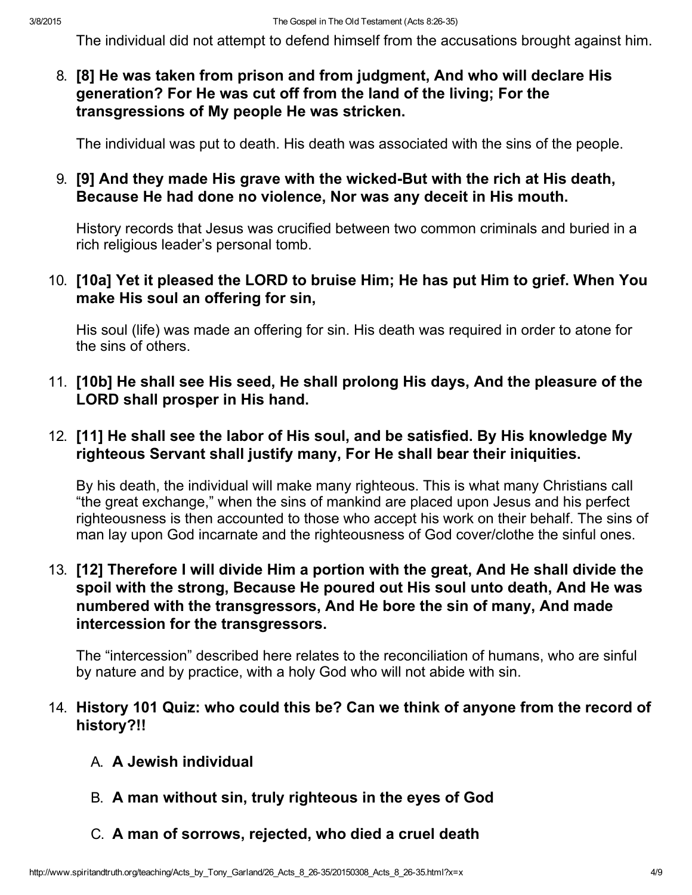The individual did not attempt to defend himself from the accusations brought against him.

8. **[8] He was taken from prison and from judgment, And who will declare His generation? For He was cut off from the land of the living; For the transgressions of My people He was stricken.**

   The individual was put to death. His death was associated with the sins of the people.

9. **[9] And they made His grave with the wicked-But with the rich at His death, Because He had done no violence, Nor was any deceit in His mouth.**

   History records that Jesus was crucified between two common criminals and buried in a rich religious leader's personal tomb.

10. **[10a] Yet it pleased the LORD to bruise Him; He has put Him to grief. When You make His soul an offering for sin,**

    His soul (life) was made an offering for sin. His death was required in order to atone for the sins of others.

11. **[10b] He shall see His seed, He shall prolong His days, And the pleasure of the LORD shall prosper in His hand.**

12. **[11] He shall see the labor of His soul, and be satisfied. By His knowledge My righteous Servant shall justify many, For He shall bear their iniquities.**

    By his death, the individual will make many righteous. This is what many Christians call "the great exchange," when the sins of mankind are placed upon Jesus and his perfect righteousness is then accounted to those who accept his work on their behalf. The sins of man lay upon God incarnate and the righteousness of God cover/clothe the sinful ones.

13. **[12] Therefore I will divide Him a portion with the great, And He shall divide the spoil with the strong, Because He poured out His soul unto death, And He was numbered with the transgressors, And He bore the sin of many, And made intercession for the transgressors.**

    The "intercession" described here relates to the reconciliation of humans, who are sinful by nature and by practice, with a holy God who will not abide with sin.

14. **History 101 Quiz: who could this be? Can we think of anyone from the record of history?!!**

    A. **A Jewish individual**

    B. **A man without sin, truly righteous in the eyes of God**

    C. **A man of sorrows, rejected, who died a cruel death**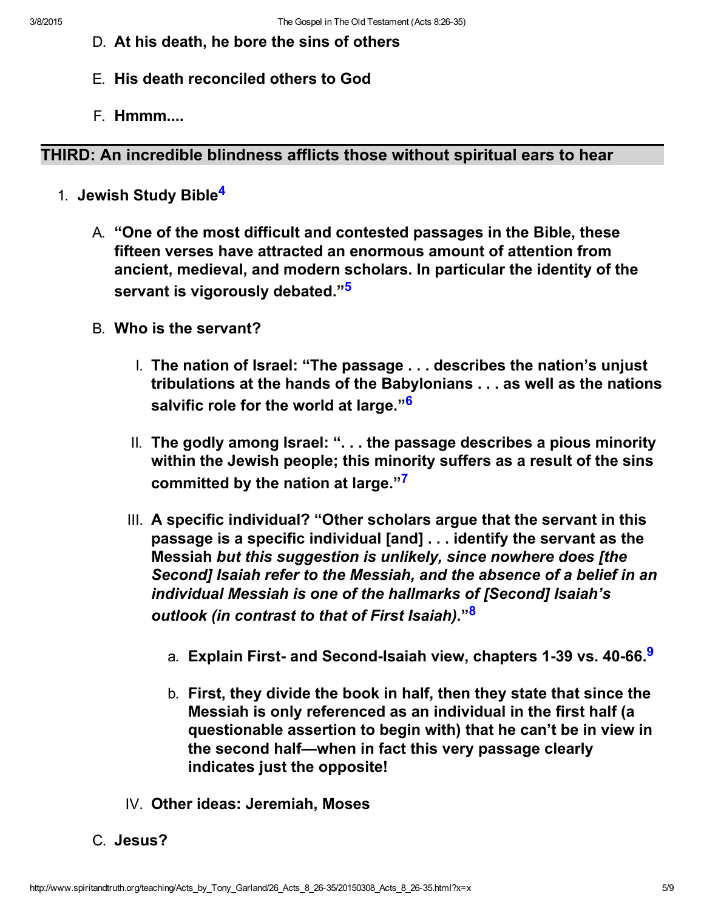D. **At his death, he bore the sins of others**

E. **His death reconciled others to God**

F. **Hmmm....**

## THIRD: An incredible blindness afflicts those without spiritual ears to hear

1. **Jewish Study Bible**[4]

   A. **"One of the most difficult and contested passages in the Bible, these fifteen verses have attracted an enormous amount of attention from ancient, medieval, and modern scholars. In particular the identity of the servant is vigorously debated."**[5]

   B. **Who is the servant?**

      I. **The nation of Israel: "The passage . . . describes the nation's unjust tribulations at the hands of the Babylonians . . . as well as the nations salvific role for the world at large."**[6]

      II. **The godly among Israel: ". . . the passage describes a pious minority within the Jewish people; this minority suffers as a result of the sins committed by the nation at large."**[7]

      III. **A specific individual? "Other scholars argue that the servant in this passage is a specific individual [and] . . . identify the servant as the Messiah** ***but this suggestion is unlikely, since nowhere does [the Second] Isaiah refer to the Messiah, and the absence of a belief in an individual Messiah is one of the hallmarks of [Second] Isaiah's outlook (in contrast to that of First Isaiah).*****"**[8]

         a. **Explain First- and Second-Isaiah view, chapters 1-39 vs. 40-66.**[9]

         b. **First, they divide the book in half, then they state that since the Messiah is only referenced as an individual in the first half (a questionable assertion to begin with) that he can't be in view in the second half—when in fact this very passage clearly indicates just the opposite!**

      IV. **Other ideas: Jeremiah, Moses**

   C. **Jesus?**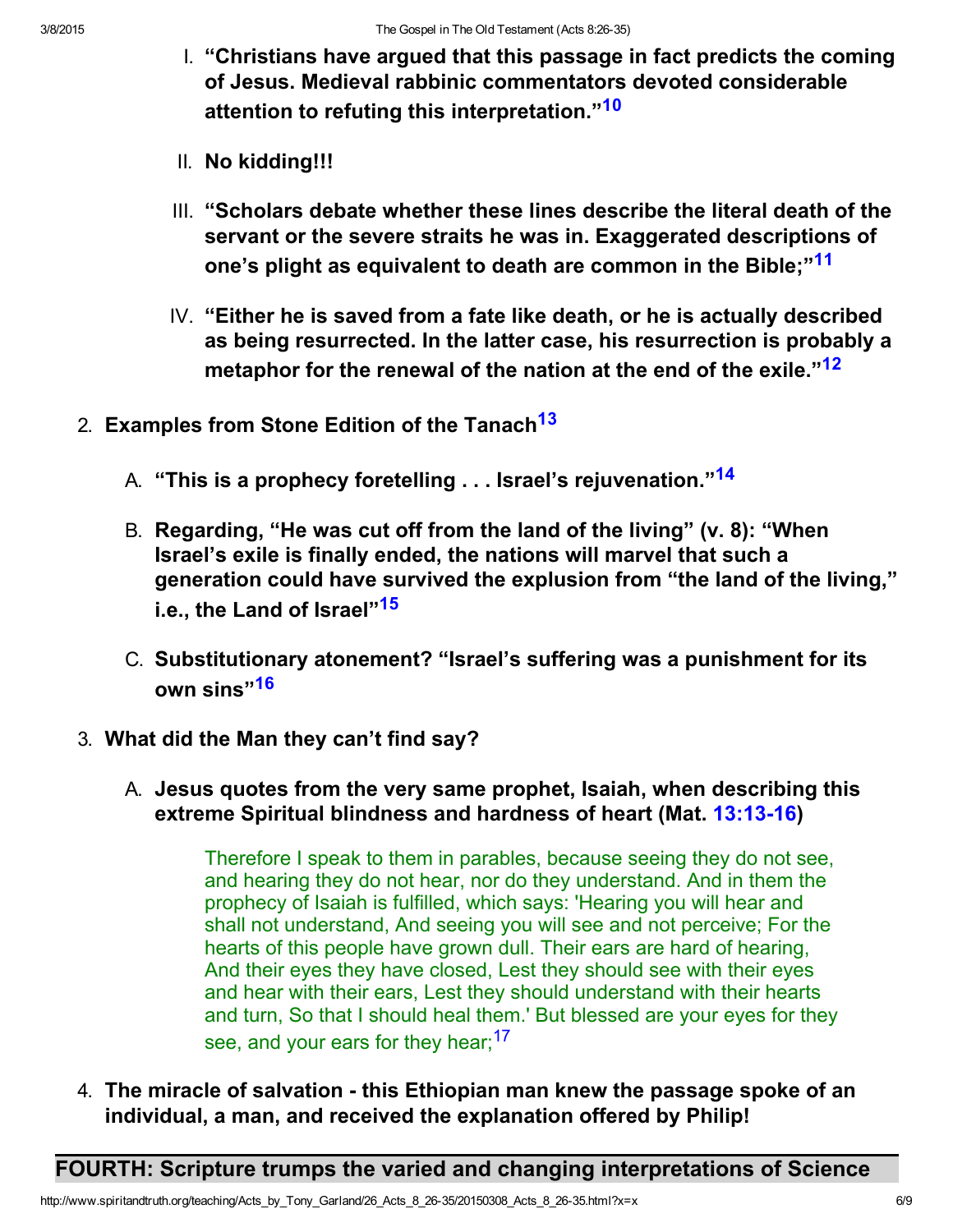I. **"Christians have argued that this passage in fact predicts the coming of Jesus. Medieval rabbinic commentators devoted considerable attention to refuting this interpretation."[10]**

II. **No kidding!!!**

III. **"Scholars debate whether these lines describe the literal death of the servant or the severe straits he was in. Exaggerated descriptions of one's plight as equivalent to death are common in the Bible;"[11]**

IV. **"Either he is saved from a fate like death, or he is actually described as being resurrected. In the latter case, his resurrection is probably a metaphor for the renewal of the nation at the end of the exile."[12]**

2. **Examples from Stone Edition of the Tanach[13]**

   A. **"This is a prophecy foretelling . . . Israel's rejuvenation."[14]**

   B. **Regarding, "He was cut off from the land of the living" (v. 8): "When Israel's exile is finally ended, the nations will marvel that such a generation could have survived the explusion from "the land of the living," i.e., the Land of Israel"[15]**

   C. **Substitutionary atonement? "Israel's suffering was a punishment for its own sins"[16]**

3. **What did the Man they can't find say?**

   A. **Jesus quotes from the very same prophet, Isaiah, when describing this extreme Spiritual blindness and hardness of heart (Mat. 13:13-16)**

      > Therefore I speak to them in parables, because seeing they do not see, and hearing they do not hear, nor do they understand. And in them the prophecy of Isaiah is fulfilled, which says: 'Hearing you will hear and shall not understand, And seeing you will see and not perceive; For the hearts of this people have grown dull. Their ears are hard of hearing, And their eyes they have closed, Lest they should see with their eyes and hear with their ears, Lest they should understand with their hearts and turn, So that I should heal them.' But blessed are your eyes for they see, and your ears for they hear;[17]

4. **The miracle of salvation - this Ethiopian man knew the passage spoke of an individual, a man, and received the explanation offered by Philip!**

## FOURTH: Scripture trumps the varied and changing interpretations of Science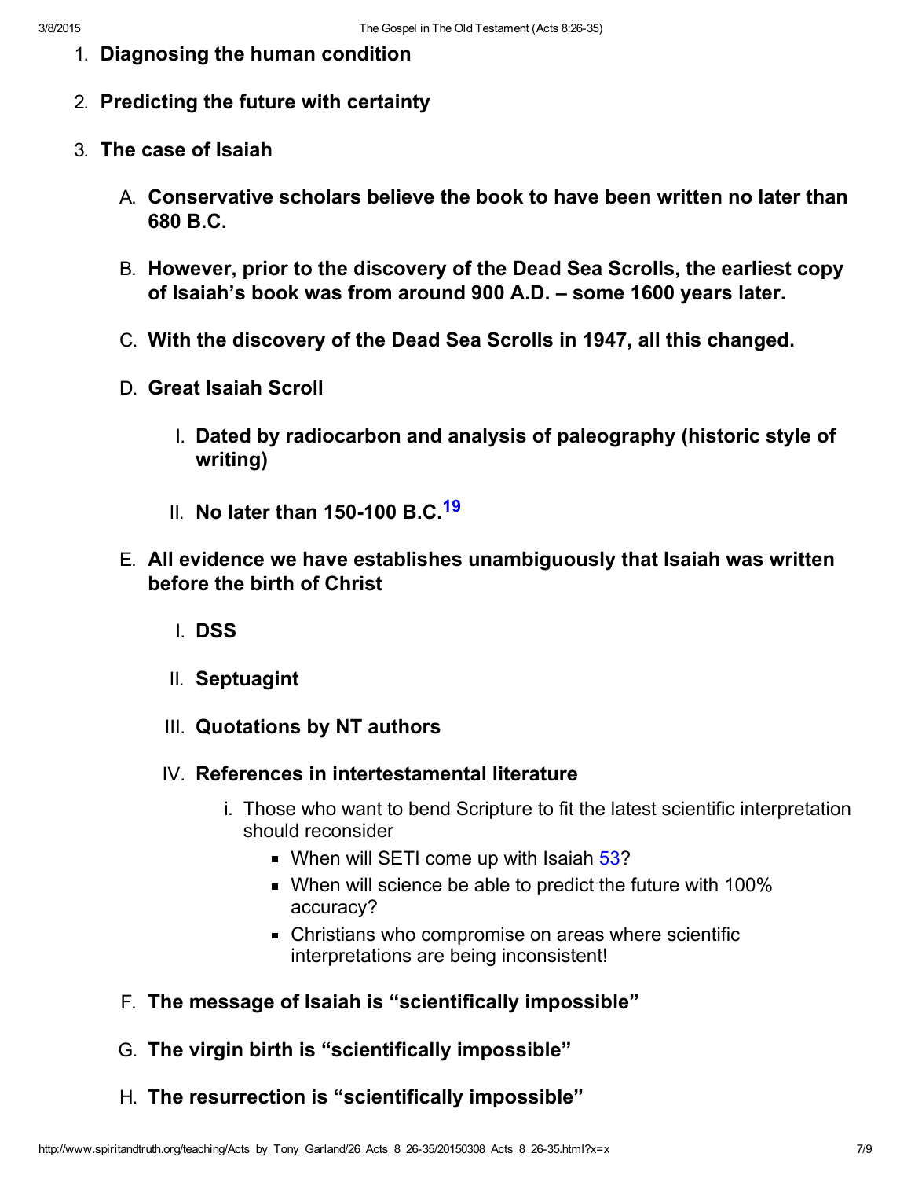1. **Diagnosing the human condition**
2. **Predicting the future with certainty**
3. **The case of Isaiah**
    A. **Conservative scholars believe the book to have been written no later than 680 B.C.**

    B. **However, prior to the discovery of the Dead Sea Scrolls, the earliest copy of Isaiah's book was from around 900 A.D. – some 1600 years later.**

    C. **With the discovery of the Dead Sea Scrolls in 1947, all this changed.**

    D. **Great Isaiah Scroll**

        I. **Dated by radiocarbon and analysis of paleography (historic style of writing)**

        II. **No later than 150-100 B.C.**[19]

    E. **All evidence we have establishes unambiguously that Isaiah was written before the birth of Christ**

        I. **DSS**

        II. **Septuagint**

        III. **Quotations by NT authors**

        IV. **References in intertestamental literature**

            i. Those who want to bend Scripture to fit the latest scientific interpretation should reconsider
                - When will SETI come up with Isaiah 53?
                - When will science be able to predict the future with 100% accuracy?
                - Christians who compromise on areas where scientific interpretations are being inconsistent!

    F. **The message of Isaiah is "scientifically impossible"**

    G. **The virgin birth is "scientifically impossible"**

    H. **The resurrection is "scientifically impossible"**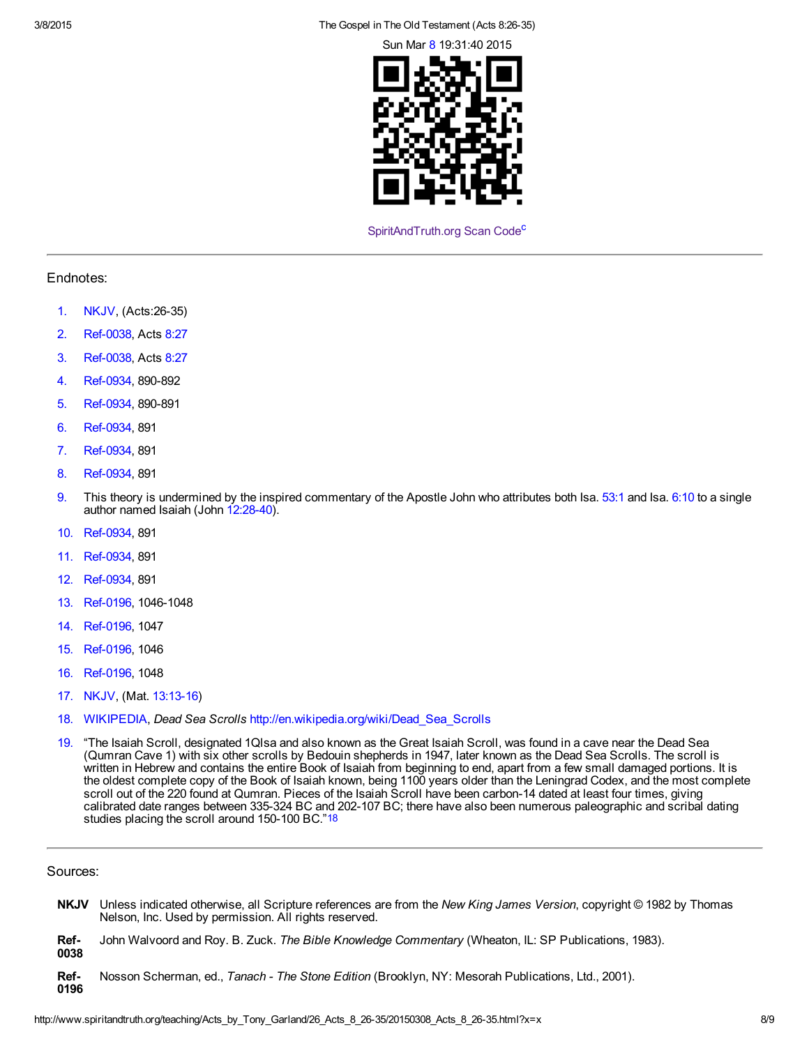Sun Mar 8 19:31:40 2015

SpiritAndTruth.org Scan Code[c]

---

Endnotes:

1. NKJV, (Acts:26-35)
2. Ref-0038, Acts 8:27
3. Ref-0038, Acts 8:27
4. Ref-0934, 890-892
5. Ref-0934, 890-891
6. Ref-0934, 891
7. Ref-0934, 891
8. Ref-0934, 891
9. This theory is undermined by the inspired commentary of the Apostle John who attributes both Isa. 53:1 and Isa. 6:10 to a single author named Isaiah (John 12:28-40).
10. Ref-0934, 891
11. Ref-0934, 891
12. Ref-0934, 891
13. Ref-0196, 1046-1048
14. Ref-0196, 1047
15. Ref-0196, 1046
16. Ref-0196, 1048
17. NKJV, (Mat. 13:13-16)
18. WIKIPEDIA, *Dead Sea Scrolls* http://en.wikipedia.org/wiki/Dead_Sea_Scrolls
19. "The Isaiah Scroll, designated 1QIsa and also known as the Great Isaiah Scroll, was found in a cave near the Dead Sea (Qumran Cave 1) with six other scrolls by Bedouin shepherds in 1947, later known as the Dead Sea Scrolls. The scroll is written in Hebrew and contains the entire Book of Isaiah from beginning to end, apart from a few small damaged portions. It is the oldest complete copy of the Book of Isaiah known, being 1100 years older than the Leningrad Codex, and the most complete scroll out of the 220 found at Qumran. Pieces of the Isaiah Scroll have been carbon-14 dated at least four times, giving calibrated date ranges between 335-324 BC and 202-107 BC; there have also been numerous paleographic and scribal dating studies placing the scroll around 150-100 BC."[18]

---

Sources:

**NKJV** Unless indicated otherwise, all Scripture references are from the *New King James Version*, copyright © 1982 by Thomas Nelson, Inc. Used by permission. All rights reserved.

**Ref-0038** John Walvoord and Roy. B. Zuck. *The Bible Knowledge Commentary* (Wheaton, IL: SP Publications, 1983).

**Ref-0196** Nosson Scherman, ed., *Tanach - The Stone Edition* (Brooklyn, NY: Mesorah Publications, Ltd., 2001).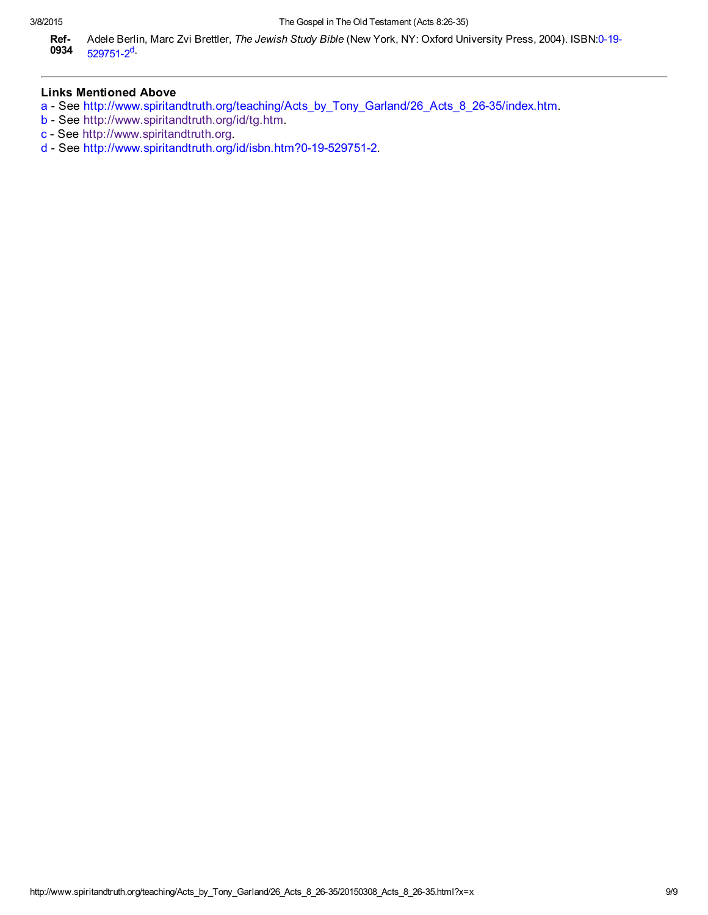**Ref-0934** Adele Berlin, Marc Zvi Brettler, *The Jewish Study Bible* (New York, NY: Oxford University Press, 2004). ISBN:0-19-529751-2[d].

---

### Links Mentioned Above

a - See http://www.spiritandtruth.org/teaching/Acts_by_Tony_Garland/26_Acts_8_26-35/index.htm.
b - See http://www.spiritandtruth.org/id/tg.htm.
c - See http://www.spiritandtruth.org.
d - See http://www.spiritandtruth.org/id/isbn.htm?0-19-529751-2.